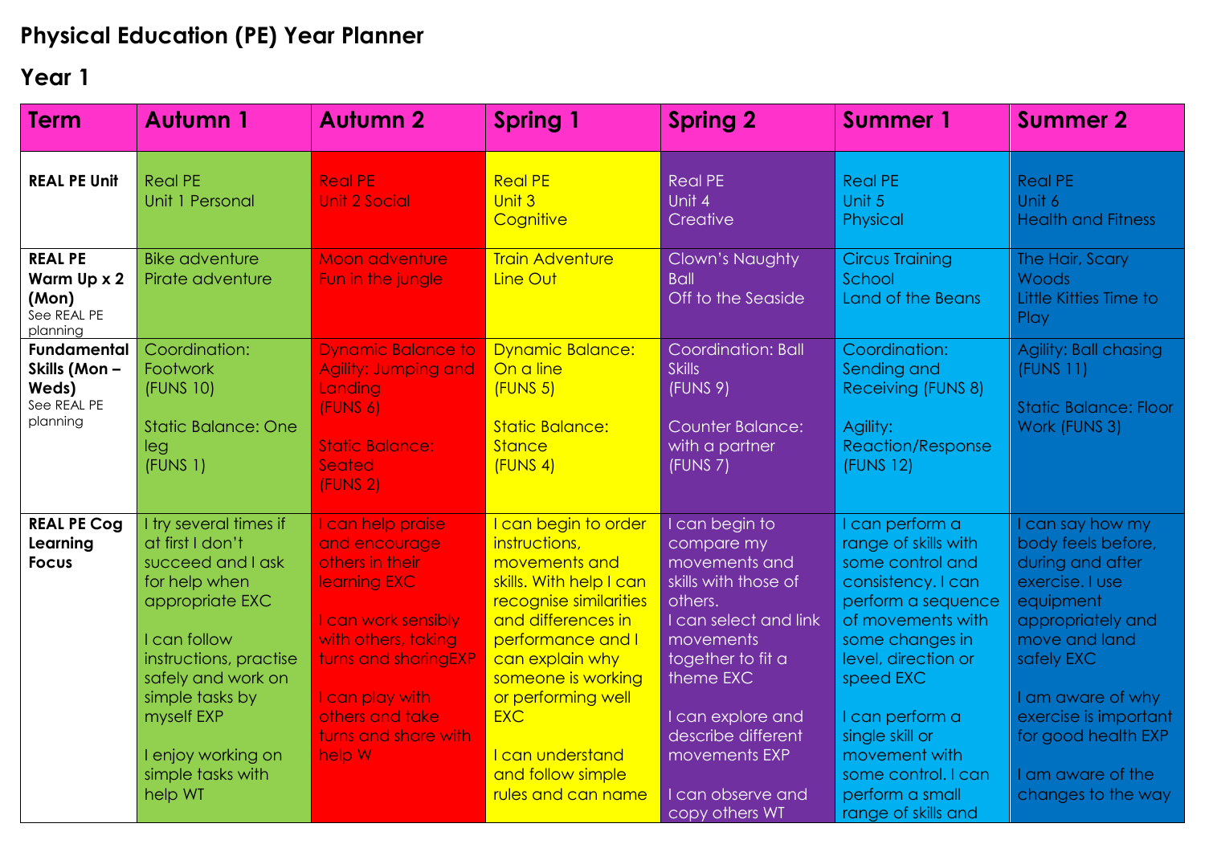# Physical Education (PE) Year Planner

## Year 1

| Term | Autumn 1 | Autumn 2 | Spring 1 | Spring 2 | Summer 1 | Summer 2 |
|---|---|---|---|---|---|---|
| **REAL PE Unit** | Real PE<br>Unit 1 Personal | Real PE<br>Unit 2 Social | Real PE<br>Unit 3<br>Cognitive | Real PE<br>Unit 4<br>Creative | Real PE<br>Unit 5<br>Physical | Real PE<br>Unit 6<br>Health and Fitness |
| **REAL PE Warm Up x 2 (Mon)**<br>See REAL PE planning | Bike adventure<br>Pirate adventure | Moon adventure<br>Fun in the jungle | Train Adventure<br>Line Out | Clown's Naughty Ball<br>Off to the Seaside | Circus Training School<br>Land of the Beans | The Hair, Scary Woods<br>Little Kitties Time to Play |
| **Fundamental Skills (Mon – Weds)**<br>See REAL PE planning | Coordination: Footwork<br>(FUNS 10)<br><br>Static Balance: One leg<br>(FUNS 1) | Dynamic Balance to Agility: Jumping and Landing<br>(FUNS 6)<br><br>Static Balance: Seated<br>(FUNS 2) | Dynamic Balance: On a line<br>(FUNS 5)<br><br>Static Balance: Stance<br>(FUNS 4) | Coordination: Ball Skills<br>(FUNS 9)<br><br>Counter Balance: with a partner<br>(FUNS 7) | Coordination: Sending and Receiving (FUNS 8)<br><br>Agility: Reaction/Response<br>(FUNS 12) | Agility: Ball chasing<br>(FUNS 11)<br><br>Static Balance: Floor Work (FUNS 3) |
| **REAL PE Cog Learning Focus** | I try several times if at first I don't succeed and I ask for help when appropriate EXC<br><br>I can follow instructions, practise safely and work on simple tasks by myself EXP<br><br>I enjoy working on simple tasks with help WT | I can help praise and encourage others in their learning EXC<br><br>I can work sensibly with others, taking turns and sharingEXP<br><br>I can play with others and take turns and share with help W | I can begin to order instructions, movements and skills. With help I can recognise similarities and differences in performance and I can explain why someone is working or performing well EXC<br><br>I can understand and follow simple rules and can name | I can begin to compare my movements and skills with those of others.<br>I can select and link movements together to fit a theme EXC<br><br>I can explore and describe different movements EXP<br><br>I can observe and copy others WT | I can perform a range of skills with some control and consistency. I can perform a sequence of movements with some changes in level, direction or speed EXC<br><br>I can perform a single skill or movement with some control. I can perform a small range of skills and | I can say how my body feels before, during and after exercise. I use equipment appropriately and move and land safely EXC<br><br>I am aware of why exercise is important for good health EXP<br><br>I am aware of the changes to the way |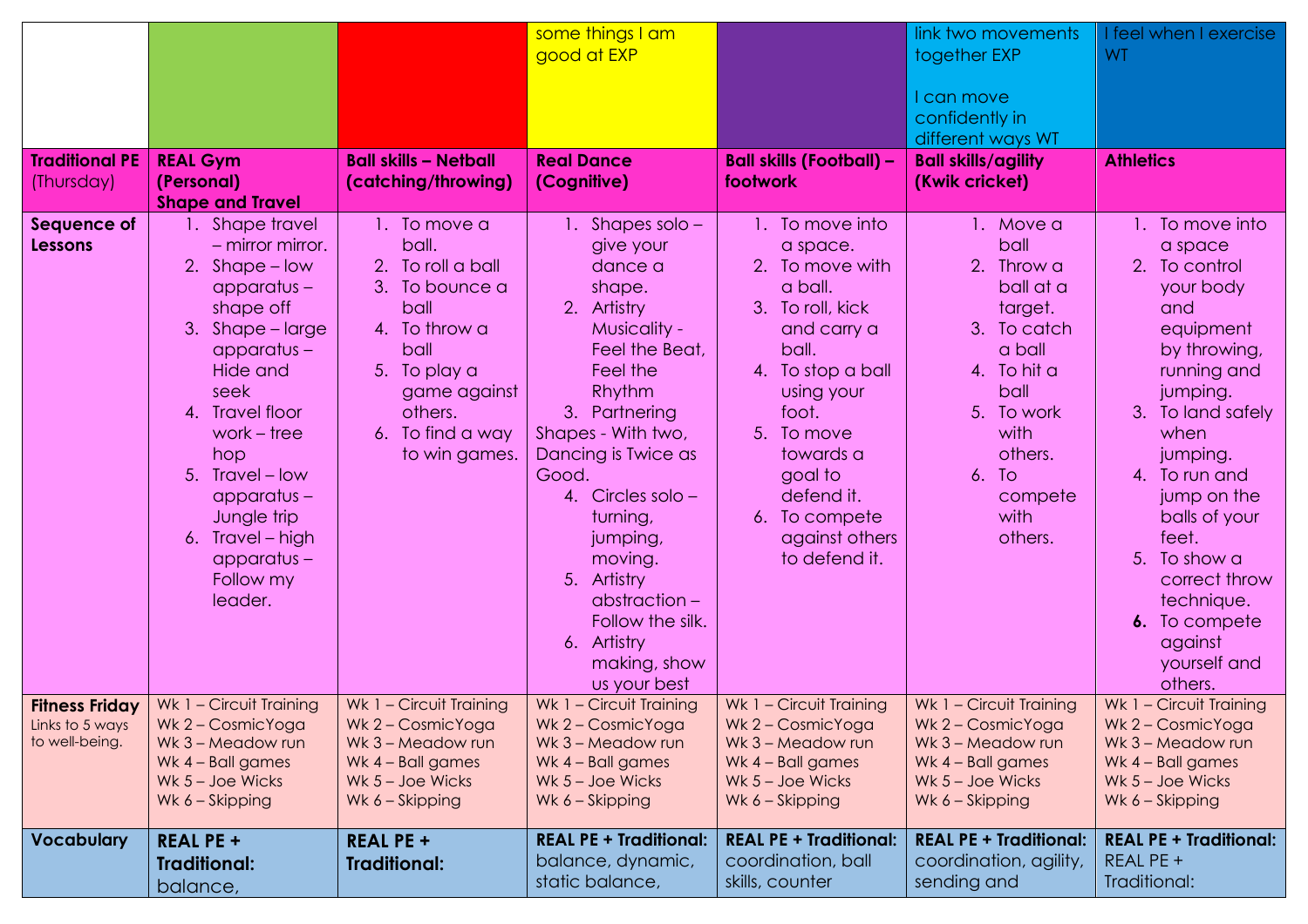| | | | | | | |
|---|---|---|---|---|---|---|
| | | | some things I am good at EXP | | link two movements together EXP<br><br>I can move confidently in different ways WT | I feel when I exercise WT |
| **Traditional PE** (Thursday) | **REAL Gym (Personal) Shape and Travel** | **Ball skills – Netball (catching/throwing)** | **Real Dance (Cognitive)** | **Ball skills (Football) – footwork** | **Ball skills/agility (Kwik cricket)** | **Athletics** |
| **Sequence of Lessons** | 1. Shape travel – mirror mirror.<br>2. Shape – low apparatus – shape off<br>3. Shape – large apparatus – Hide and seek<br>4. Travel floor work – tree hop<br>5. Travel – low apparatus – Jungle trip<br>6. Travel – high apparatus – Follow my leader. | 1. To move a ball.<br>2. To roll a ball<br>3. To bounce a ball<br>4. To throw a ball<br>5. To play a game against others.<br>6. To find a way to win games. | 1. Shapes solo – give your dance a shape.<br>2. Artistry Musicality - Feel the Beat, Feel the Rhythm<br>3. Partnering Shapes - With two, Dancing is Twice as Good.<br>4. Circles solo – turning, jumping, moving.<br>5. Artistry abstraction – Follow the silk.<br>6. Artistry making, show us your best | 1. To move into a space.<br>2. To move with a ball.<br>3. To roll, kick and carry a ball.<br>4. To stop a ball using your foot.<br>5. To move towards a goal to defend it.<br>6. To compete against others to defend it. | 1. Move a ball<br>2. Throw a ball at a target.<br>3. To catch a ball<br>4. To hit a ball<br>5. To work with others.<br>6. To compete with others. | 1. To move into a space<br>2. To control your body and equipment by throwing, running and jumping.<br>3. To land safely when jumping.<br>4. To run and jump on the balls of your feet.<br>5. To show a correct throw technique.<br>**6.** To compete against yourself and others. |
| **Fitness Friday** Links to 5 ways to well-being. | Wk 1 – Circuit Training<br>Wk 2 – CosmicYoga<br>Wk 3 – Meadow run<br>Wk 4 – Ball games<br>Wk 5 – Joe Wicks<br>Wk 6 – Skipping | Wk 1 – Circuit Training<br>Wk 2 – CosmicYoga<br>Wk 3 – Meadow run<br>Wk 4 – Ball games<br>Wk 5 – Joe Wicks<br>Wk 6 – Skipping | Wk 1 – Circuit Training<br>Wk 2 – CosmicYoga<br>Wk 3 – Meadow run<br>Wk 4 – Ball games<br>Wk 5 – Joe Wicks<br>Wk 6 – Skipping | Wk 1 – Circuit Training<br>Wk 2 – CosmicYoga<br>Wk 3 – Meadow run<br>Wk 4 – Ball games<br>Wk 5 – Joe Wicks<br>Wk 6 – Skipping | Wk 1 – Circuit Training<br>Wk 2 – CosmicYoga<br>Wk 3 – Meadow run<br>Wk 4 – Ball games<br>Wk 5 – Joe Wicks<br>Wk 6 – Skipping | Wk 1 – Circuit Training<br>Wk 2 – CosmicYoga<br>Wk 3 – Meadow run<br>Wk 4 – Ball games<br>Wk 5 – Joe Wicks<br>Wk 6 – Skipping |
| **Vocabulary** | **REAL PE + Traditional:** balance, | **REAL PE + Traditional:** | **REAL PE + Traditional:** balance, dynamic, static balance, | **REAL PE + Traditional:** coordination, ball skills, counter | **REAL PE + Traditional:** coordination, agility, sending and | **REAL PE + Traditional:** REAL PE + Traditional: |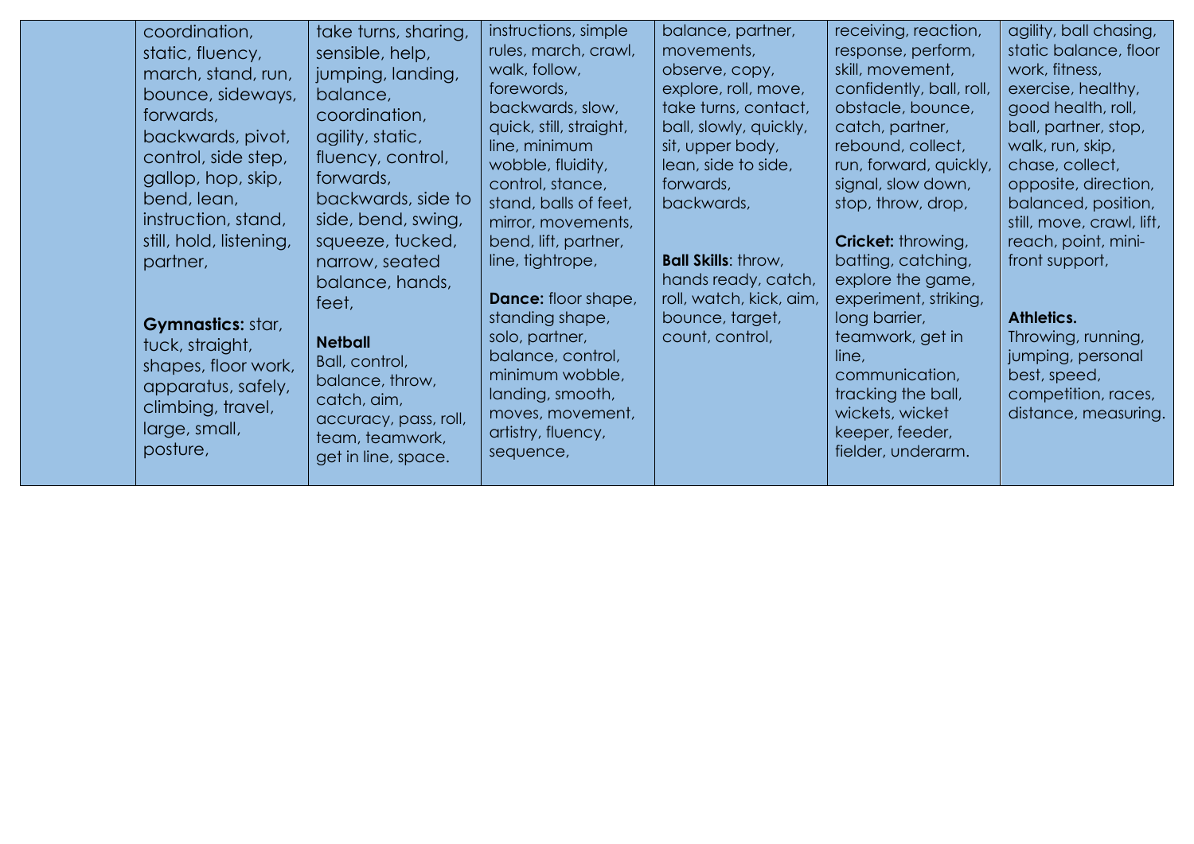| | | | | | | |
|---|---|---|---|---|---|---|
| | coordination, static, fluency, march, stand, run, bounce, sideways, forwards, backwards, pivot, control, side step, gallop, hop, skip, bend, lean, instruction, stand, still, hold, listening, partner,<br><br>**Gymnastics:** star, tuck, straight, shapes, floor work, apparatus, safely, climbing, travel, large, small, posture, | take turns, sharing, sensible, help, jumping, landing, balance, coordination, agility, static, fluency, control, forwards, backwards, side to side, bend, swing, squeeze, tucked, narrow, seated balance, hands, feet,<br><br>**Netball**<br>Ball, control, balance, throw, catch, aim, accuracy, pass, roll, team, teamwork, get in line, space. | instructions, simple rules, march, crawl, walk, follow, forewords, backwards, slow, quick, still, straight, line, minimum wobble, fluidity, control, stance, stand, balls of feet, mirror, movements, bend, lift, partner, line, tightrope,<br><br>**Dance:** floor shape, standing shape, solo, partner, balance, control, minimum wobble, landing, smooth, moves, movement, artistry, fluency, sequence, | balance, partner, movements, observe, copy, explore, roll, move, take turns, contact, ball, slowly, quickly, sit, upper body, lean, side to side, forwards, backwards,<br><br>**Ball Skills**: throw, hands ready, catch, roll, watch, kick, aim, bounce, target, count, control, | receiving, reaction, response, perform, skill, movement, confidently, ball, roll, obstacle, bounce, catch, partner, rebound, collect, run, forward, quickly, signal, slow down, stop, throw, drop,<br><br>**Cricket:** throwing, batting, catching, explore the game, experiment, striking, long barrier, teamwork, get in line, communication, tracking the ball, wickets, wicket keeper, feeder, fielder, underarm. | agility, ball chasing, static balance, floor work, fitness, exercise, healthy, good health, roll, ball, partner, stop, walk, run, skip, chase, collect, opposite, direction, balanced, position, still, move, crawl, lift, reach, point, mini-front support,<br><br>**Athletics.**<br>Throwing, running, jumping, personal best, speed, competition, races, distance, measuring. |